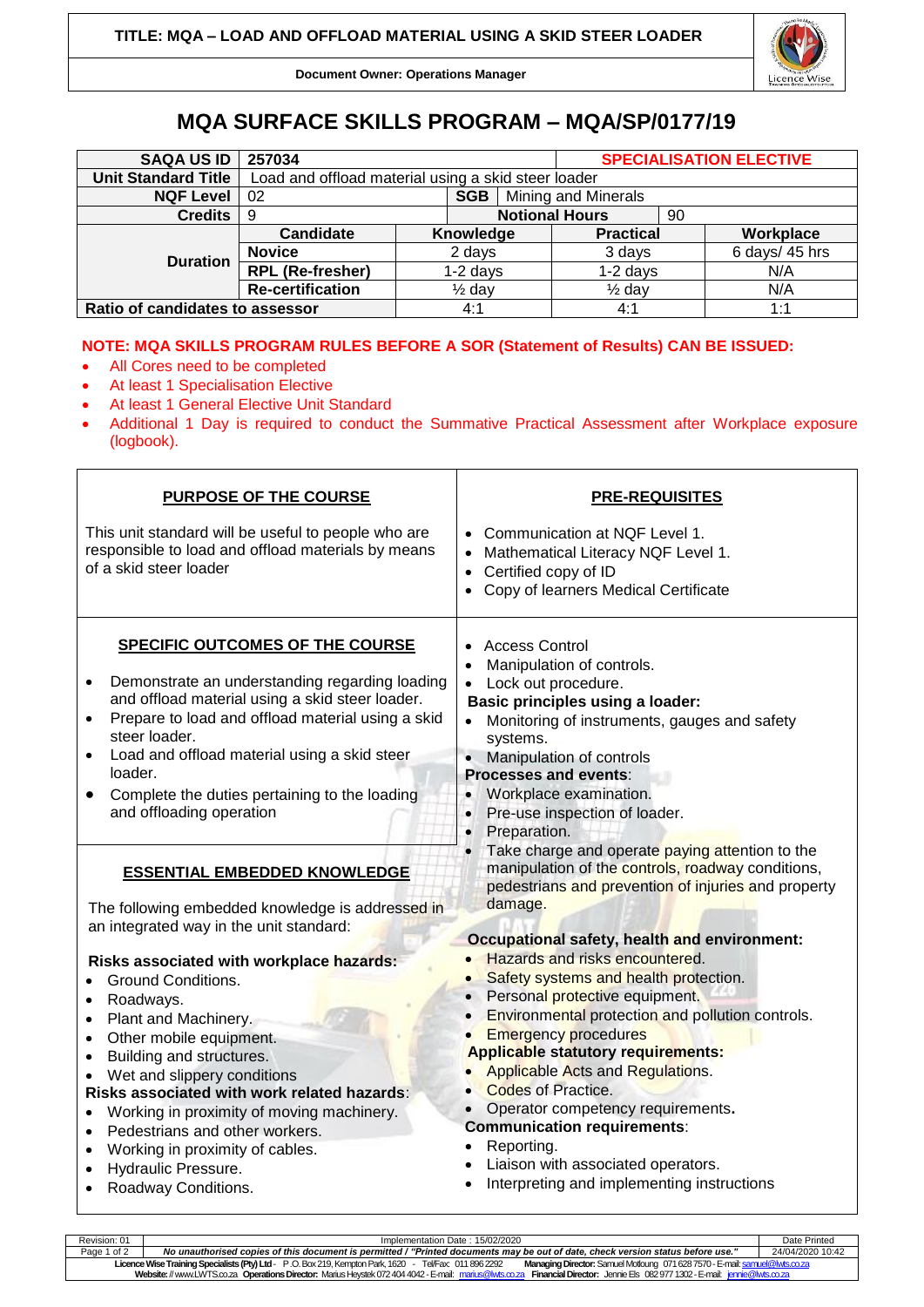TITLE: MQA – LOAD AND OFFLOAD MATERIAL USING A SKID STEER LOADER

Document Owner: Operations Manager

# MQA SURFACE SKILLS PROGRAM – MQA/SP/0177/19

| SAQA US ID | 257034 | | | SPECIALISATION ELECTIVE |
|---|---|---|---|---|
| Unit Standard Title | Load and offload material using a skid steer loader | | | |
| NQF Level | 02 | SGB | Mining and Minerals | |
| Credits | 9 | Notional Hours | 90 | |
| Duration | Candidate | Knowledge | Practical | Workplace |
| | Novice | 2 days | 3 days | 6 days/ 45 hrs |
| | RPL (Re-fresher) | 1-2 days | 1-2 days | N/A |
| | Re-certification | ½ day | ½ day | N/A |
| Ratio of candidates to assessor | | 4:1 | 4:1 | 1:1 |

**NOTE: MQA SKILLS PROGRAM RULES BEFORE A SOR (Statement of Results) CAN BE ISSUED:**

- All Cores need to be completed
- At least 1 Specialisation Elective
- At least 1 General Elective Unit Standard
- Additional 1 Day is required to conduct the Summative Practical Assessment after Workplace exposure (logbook).

## PURPOSE OF THE COURSE

This unit standard will be useful to people who are responsible to load and offload materials by means of a skid steer loader

## PRE-REQUISITES

- Communication at NQF Level 1.
- Mathematical Literacy NQF Level 1.
- Certified copy of ID
- Copy of learners Medical Certificate

## SPECIFIC OUTCOMES OF THE COURSE

- Demonstrate an understanding regarding loading and offload material using a skid steer loader.
- Prepare to load and offload material using a skid steer loader.
- Load and offload material using a skid steer loader.
- Complete the duties pertaining to the loading and offloading operation

## ESSENTIAL EMBEDDED KNOWLEDGE

The following embedded knowledge is addressed in an integrated way in the unit standard:

**Risks associated with workplace hazards:**

- Ground Conditions.
- Roadways.
- Plant and Machinery.
- Other mobile equipment.
- Building and structures.
- Wet and slippery conditions

**Risks associated with work related hazards**:

- Working in proximity of moving machinery.
- Pedestrians and other workers.
- Working in proximity of cables.
- Hydraulic Pressure.
- Roadway Conditions.
- Access Control
- Manipulation of controls.
- Lock out procedure.

**Basic principles using a loader:**

- Monitoring of instruments, gauges and safety systems.
- Manipulation of controls

**Processes and events**:

- Workplace examination.
- Pre-use inspection of loader.
- Preparation.
- Take charge and operate paying attention to the manipulation of the controls, roadway conditions, pedestrians and prevention of injuries and property damage.

**Occupational safety, health and environment:**

- Hazards and risks encountered.
- Safety systems and health protection.
- Personal protective equipment.
- Environmental protection and pollution controls.
- Emergency procedures

**Applicable statutory requirements:**

- Applicable Acts and Regulations.
- Codes of Practice.
- Operator competency requirements.

**Communication requirements**:

- Reporting.
- Liaison with associated operators.
- Interpreting and implementing instructions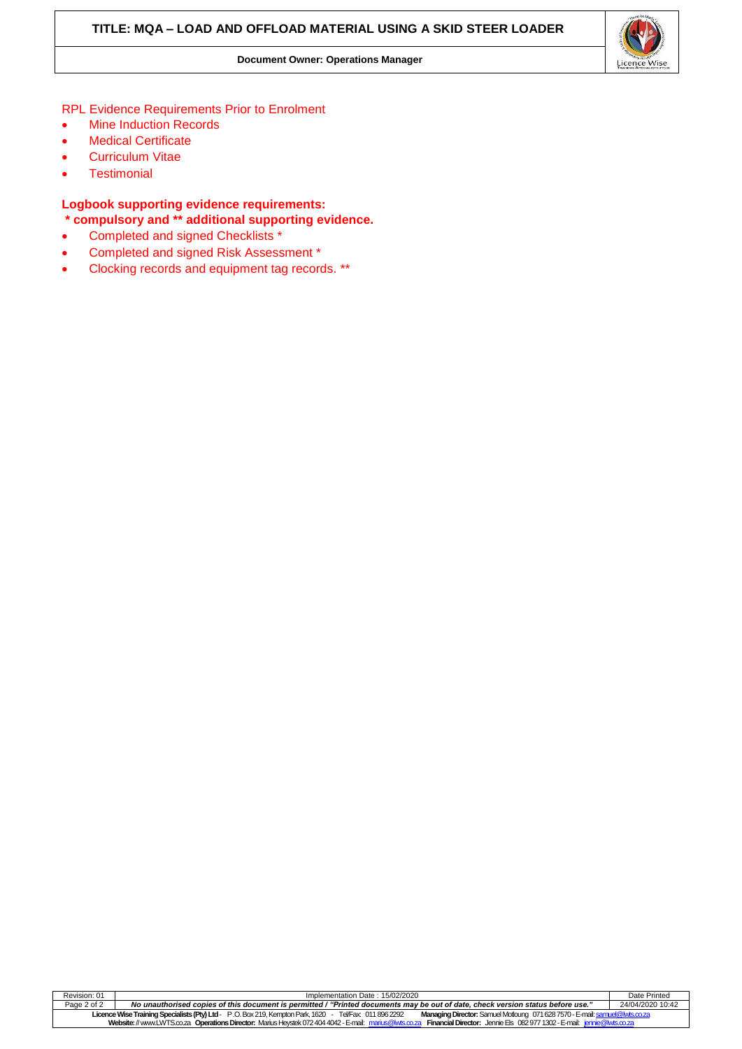RPL Evidence Requirements Prior to Enrolment

- Mine Induction Records
- Medical Certificate
- Curriculum Vitae
- Testimonial

**Logbook supporting evidence requirements:**
**\* compulsory and \*\* additional supporting evidence.**

- Completed and signed Checklists *
- Completed and signed Risk Assessment *
- Clocking records and equipment tag records. **